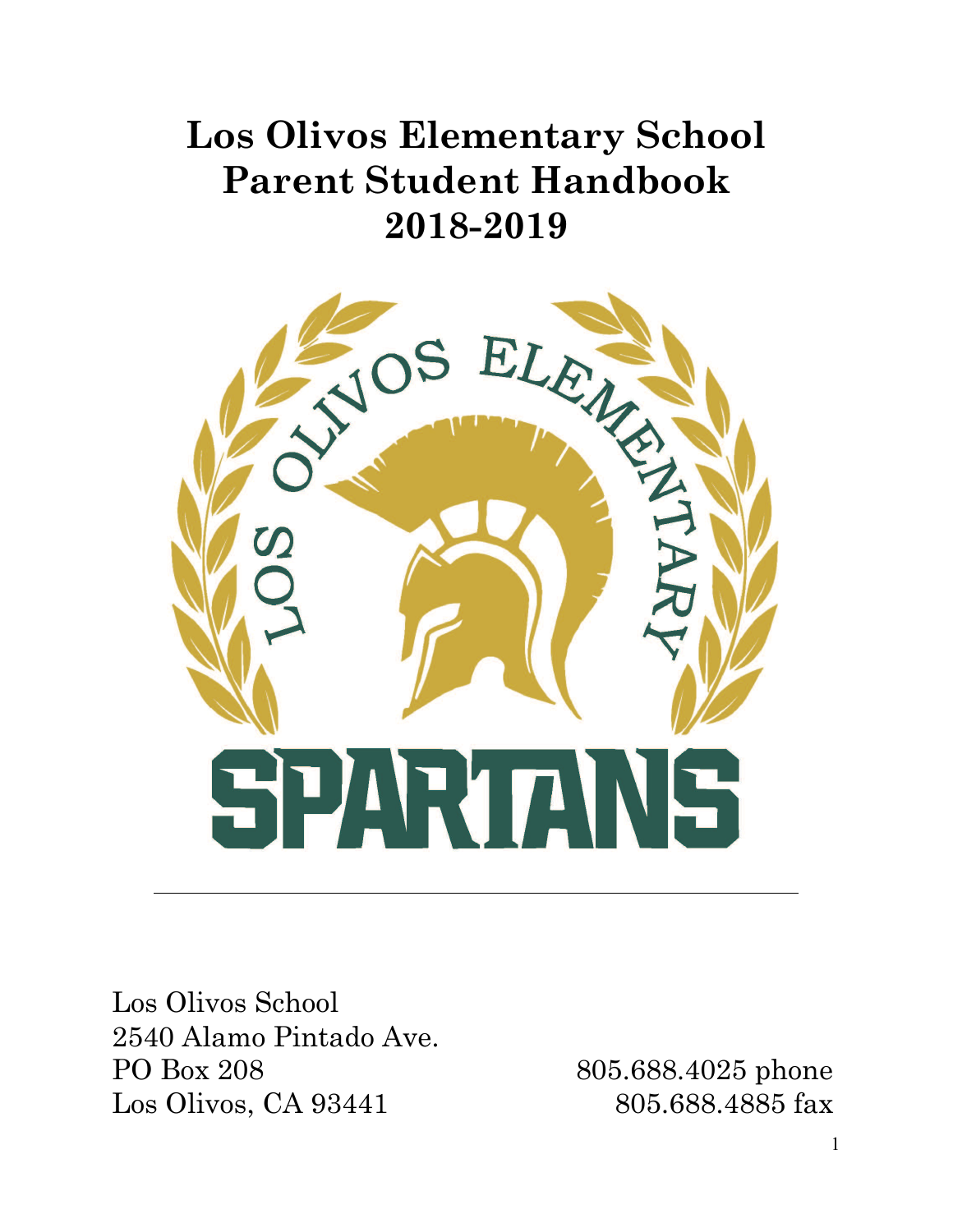# Los Olivos Elementary School Parent Student Handbook 2018-2019

Los Olivos School
2540 Alamo Pintado Ave.
PO Box 208
Los Olivos, CA 93441

805.688.4025 phone
805.688.4885 fax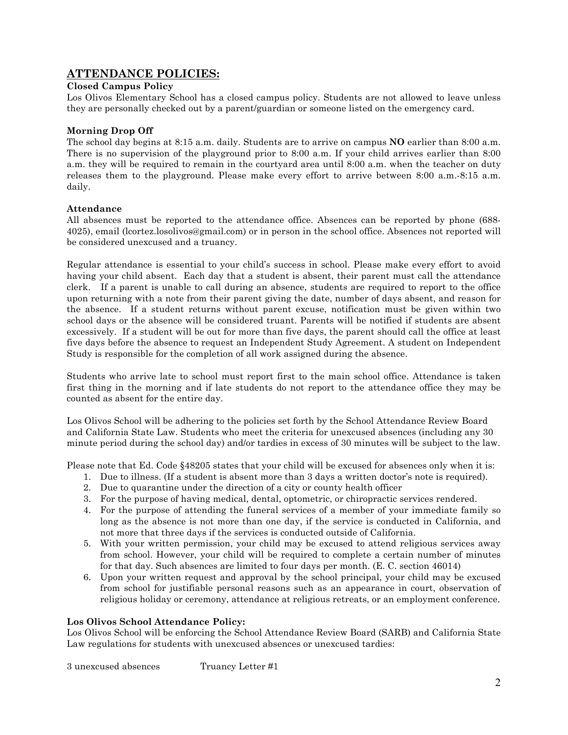## ATTENDANCE POLICIES:

**Closed Campus Policy**

Los Olivos Elementary School has a closed campus policy. Students are not allowed to leave unless they are personally checked out by a parent/guardian or someone listed on the emergency card.

**Morning Drop Off**

The school day begins at 8:15 a.m. daily. Students are to arrive on campus **NO** earlier than 8:00 a.m. There is no supervision of the playground prior to 8:00 a.m. If your child arrives earlier than 8:00 a.m. they will be required to remain in the courtyard area until 8:00 a.m. when the teacher on duty releases them to the playground. Please make every effort to arrive between 8:00 a.m.-8:15 a.m. daily.

**Attendance**

All absences must be reported to the attendance office. Absences can be reported by phone (688-4025), email (lcortez.losolivos@gmail.com) or in person in the school office. Absences not reported will be considered unexcused and a truancy.

Regular attendance is essential to your child's success in school. Please make every effort to avoid having your child absent. Each day that a student is absent, their parent must call the attendance clerk. If a parent is unable to call during an absence, students are required to report to the office upon returning with a note from their parent giving the date, number of days absent, and reason for the absence. If a student returns without parent excuse, notification must be given within two school days or the absence will be considered truant. Parents will be notified if students are absent excessively. If a student will be out for more than five days, the parent should call the office at least five days before the absence to request an Independent Study Agreement. A student on Independent Study is responsible for the completion of all work assigned during the absence.

Students who arrive late to school must report first to the main school office. Attendance is taken first thing in the morning and if late students do not report to the attendance office they may be counted as absent for the entire day.

Los Olivos School will be adhering to the policies set forth by the School Attendance Review Board and California State Law. Students who meet the criteria for unexcused absences (including any 30 minute period during the school day) and/or tardies in excess of 30 minutes will be subject to the law.

Please note that Ed. Code §48205 states that your child will be excused for absences only when it is:

1. Due to illness. (If a student is absent more than 3 days a written doctor's note is required).
2. Due to quarantine under the direction of a city or county health officer
3. For the purpose of having medical, dental, optometric, or chiropractic services rendered.
4. For the purpose of attending the funeral services of a member of your immediate family so long as the absence is not more than one day, if the service is conducted in California, and not more that three days if the services is conducted outside of California.
5. With your written permission, your child may be excused to attend religious services away from school. However, your child will be required to complete a certain number of minutes for that day. Such absences are limited to four days per month. (E. C. section 46014)
6. Upon your written request and approval by the school principal, your child may be excused from school for justifiable personal reasons such as an appearance in court, observation of religious holiday or ceremony, attendance at religious retreats, or an employment conference.

**Los Olivos School Attendance Policy:**

Los Olivos School will be enforcing the School Attendance Review Board (SARB) and California State Law regulations for students with unexcused absences or unexcused tardies:

3 unexcused absences Truancy Letter #1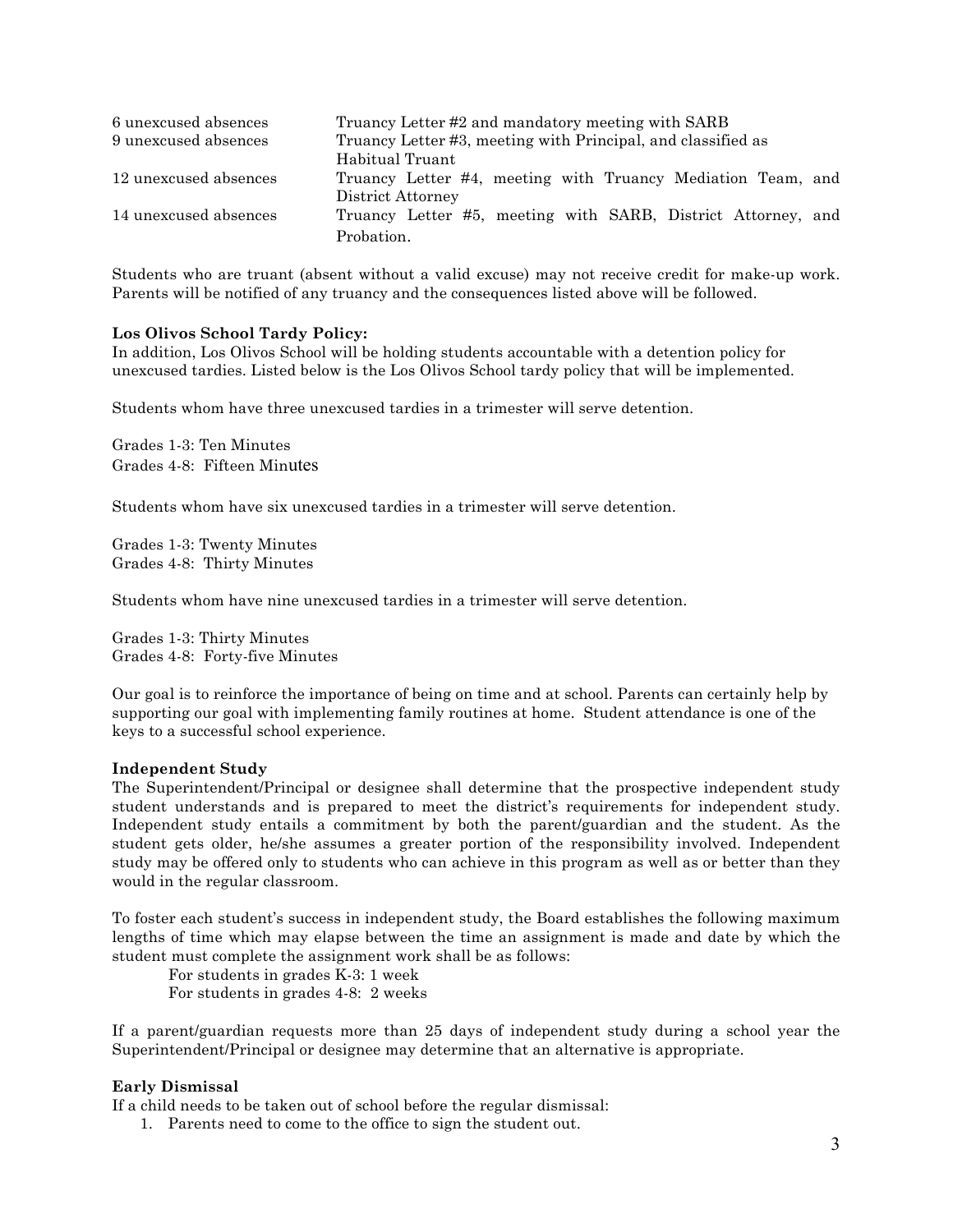| | |
|---|---|
| 6 unexcused absences | Truancy Letter #2 and mandatory meeting with SARB |
| 9 unexcused absences | Truancy Letter #3, meeting with Principal, and classified as Habitual Truant |
| 12 unexcused absences | Truancy Letter #4, meeting with Truancy Mediation Team, and District Attorney |
| 14 unexcused absences | Truancy Letter #5, meeting with SARB, District Attorney, and Probation. |

Students who are truant (absent without a valid excuse) may not receive credit for make-up work. Parents will be notified of any truancy and the consequences listed above will be followed.

**Los Olivos School Tardy Policy:**
In addition, Los Olivos School will be holding students accountable with a detention policy for unexcused tardies. Listed below is the Los Olivos School tardy policy that will be implemented.

Students whom have three unexcused tardies in a trimester will serve detention.

Grades 1-3: Ten Minutes
Grades 4-8: Fifteen Minutes

Students whom have six unexcused tardies in a trimester will serve detention.

Grades 1-3: Twenty Minutes
Grades 4-8: Thirty Minutes

Students whom have nine unexcused tardies in a trimester will serve detention.

Grades 1-3: Thirty Minutes
Grades 4-8: Forty-five Minutes

Our goal is to reinforce the importance of being on time and at school. Parents can certainly help by supporting our goal with implementing family routines at home. Student attendance is one of the keys to a successful school experience.

**Independent Study**
The Superintendent/Principal or designee shall determine that the prospective independent study student understands and is prepared to meet the district's requirements for independent study. Independent study entails a commitment by both the parent/guardian and the student. As the student gets older, he/she assumes a greater portion of the responsibility involved. Independent study may be offered only to students who can achieve in this program as well as or better than they would in the regular classroom.

To foster each student's success in independent study, the Board establishes the following maximum lengths of time which may elapse between the time an assignment is made and date by which the student must complete the assignment work shall be as follows:

For students in grades K-3: 1 week
For students in grades 4-8: 2 weeks

If a parent/guardian requests more than 25 days of independent study during a school year the Superintendent/Principal or designee may determine that an alternative is appropriate.

**Early Dismissal**
If a child needs to be taken out of school before the regular dismissal:

1. Parents need to come to the office to sign the student out.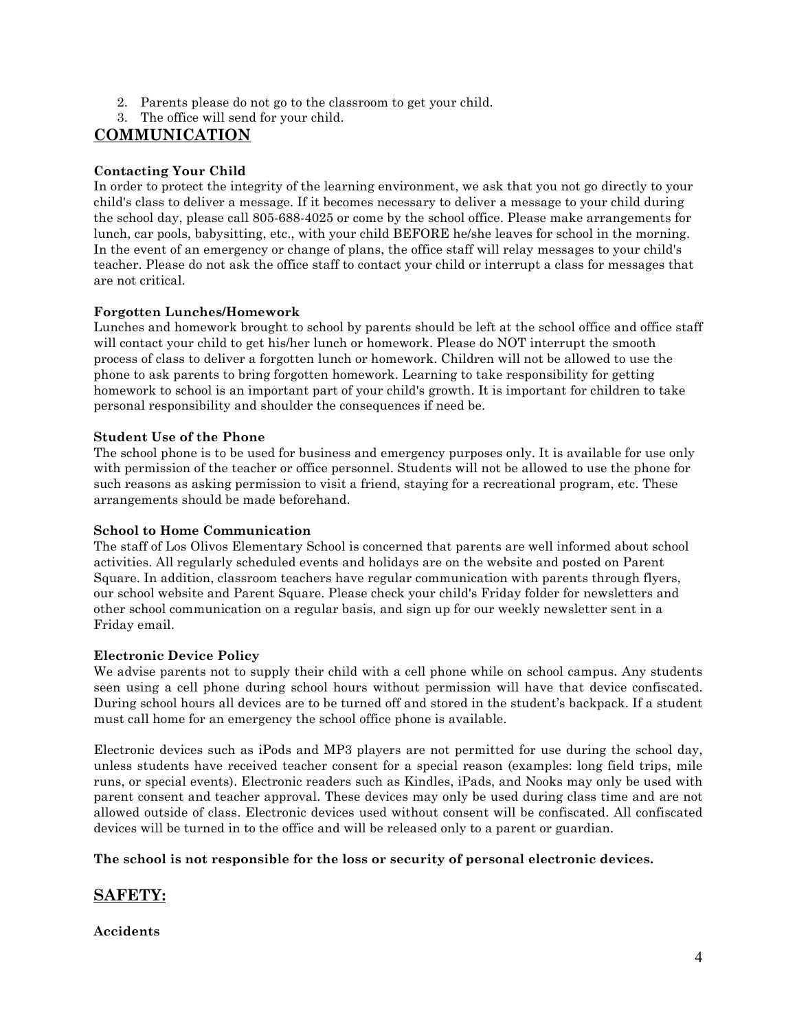2. Parents please do not go to the classroom to get your child.
3. The office will send for your child.

## COMMUNICATION

### Contacting Your Child

In order to protect the integrity of the learning environment, we ask that you not go directly to your child's class to deliver a message. If it becomes necessary to deliver a message to your child during the school day, please call 805-688-4025 or come by the school office. Please make arrangements for lunch, car pools, babysitting, etc., with your child BEFORE he/she leaves for school in the morning. In the event of an emergency or change of plans, the office staff will relay messages to your child's teacher. Please do not ask the office staff to contact your child or interrupt a class for messages that are not critical.

### Forgotten Lunches/Homework

Lunches and homework brought to school by parents should be left at the school office and office staff will contact your child to get his/her lunch or homework. Please do NOT interrupt the smooth process of class to deliver a forgotten lunch or homework. Children will not be allowed to use the phone to ask parents to bring forgotten homework. Learning to take responsibility for getting homework to school is an important part of your child's growth. It is important for children to take personal responsibility and shoulder the consequences if need be.

### Student Use of the Phone

The school phone is to be used for business and emergency purposes only. It is available for use only with permission of the teacher or office personnel. Students will not be allowed to use the phone for such reasons as asking permission to visit a friend, staying for a recreational program, etc. These arrangements should be made beforehand.

### School to Home Communication

The staff of Los Olivos Elementary School is concerned that parents are well informed about school activities. All regularly scheduled events and holidays are on the website and posted on Parent Square. In addition, classroom teachers have regular communication with parents through flyers, our school website and Parent Square. Please check your child's Friday folder for newsletters and other school communication on a regular basis, and sign up for our weekly newsletter sent in a Friday email.

### Electronic Device Policy

We advise parents not to supply their child with a cell phone while on school campus. Any students seen using a cell phone during school hours without permission will have that device confiscated. During school hours all devices are to be turned off and stored in the student's backpack. If a student must call home for an emergency the school office phone is available.

Electronic devices such as iPods and MP3 players are not permitted for use during the school day, unless students have received teacher consent for a special reason (examples: long field trips, mile runs, or special events). Electronic readers such as Kindles, iPads, and Nooks may only be used with parent consent and teacher approval. These devices may only be used during class time and are not allowed outside of class. Electronic devices used without consent will be confiscated. All confiscated devices will be turned in to the office and will be released only to a parent or guardian.

**The school is not responsible for the loss or security of personal electronic devices.**

## SAFETY:

### Accidents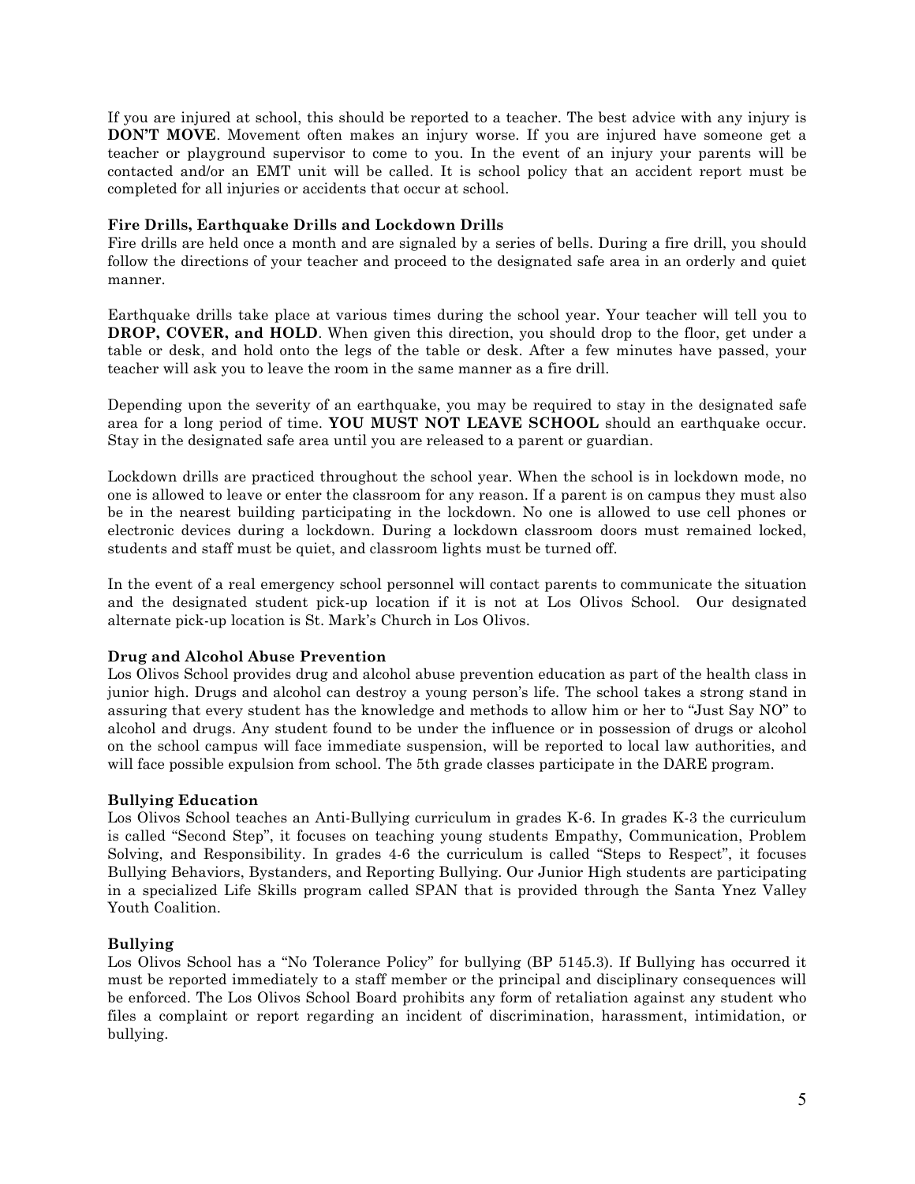If you are injured at school, this should be reported to a teacher. The best advice with any injury is **DON'T MOVE**. Movement often makes an injury worse. If you are injured have someone get a teacher or playground supervisor to come to you. In the event of an injury your parents will be contacted and/or an EMT unit will be called. It is school policy that an accident report must be completed for all injuries or accidents that occur at school.

### Fire Drills, Earthquake Drills and Lockdown Drills

Fire drills are held once a month and are signaled by a series of bells. During a fire drill, you should follow the directions of your teacher and proceed to the designated safe area in an orderly and quiet manner.

Earthquake drills take place at various times during the school year. Your teacher will tell you to **DROP, COVER, and HOLD**. When given this direction, you should drop to the floor, get under a table or desk, and hold onto the legs of the table or desk. After a few minutes have passed, your teacher will ask you to leave the room in the same manner as a fire drill.

Depending upon the severity of an earthquake, you may be required to stay in the designated safe area for a long period of time. **YOU MUST NOT LEAVE SCHOOL** should an earthquake occur. Stay in the designated safe area until you are released to a parent or guardian.

Lockdown drills are practiced throughout the school year. When the school is in lockdown mode, no one is allowed to leave or enter the classroom for any reason. If a parent is on campus they must also be in the nearest building participating in the lockdown. No one is allowed to use cell phones or electronic devices during a lockdown. During a lockdown classroom doors must remained locked, students and staff must be quiet, and classroom lights must be turned off.

In the event of a real emergency school personnel will contact parents to communicate the situation and the designated student pick-up location if it is not at Los Olivos School. Our designated alternate pick-up location is St. Mark's Church in Los Olivos.

### Drug and Alcohol Abuse Prevention

Los Olivos School provides drug and alcohol abuse prevention education as part of the health class in junior high. Drugs and alcohol can destroy a young person's life. The school takes a strong stand in assuring that every student has the knowledge and methods to allow him or her to "Just Say NO" to alcohol and drugs. Any student found to be under the influence or in possession of drugs or alcohol on the school campus will face immediate suspension, will be reported to local law authorities, and will face possible expulsion from school. The 5th grade classes participate in the DARE program.

### Bullying Education

Los Olivos School teaches an Anti-Bullying curriculum in grades K-6. In grades K-3 the curriculum is called "Second Step", it focuses on teaching young students Empathy, Communication, Problem Solving, and Responsibility. In grades 4-6 the curriculum is called "Steps to Respect", it focuses Bullying Behaviors, Bystanders, and Reporting Bullying. Our Junior High students are participating in a specialized Life Skills program called SPAN that is provided through the Santa Ynez Valley Youth Coalition.

### Bullying

Los Olivos School has a "No Tolerance Policy" for bullying (BP 5145.3). If Bullying has occurred it must be reported immediately to a staff member or the principal and disciplinary consequences will be enforced. The Los Olivos School Board prohibits any form of retaliation against any student who files a complaint or report regarding an incident of discrimination, harassment, intimidation, or bullying.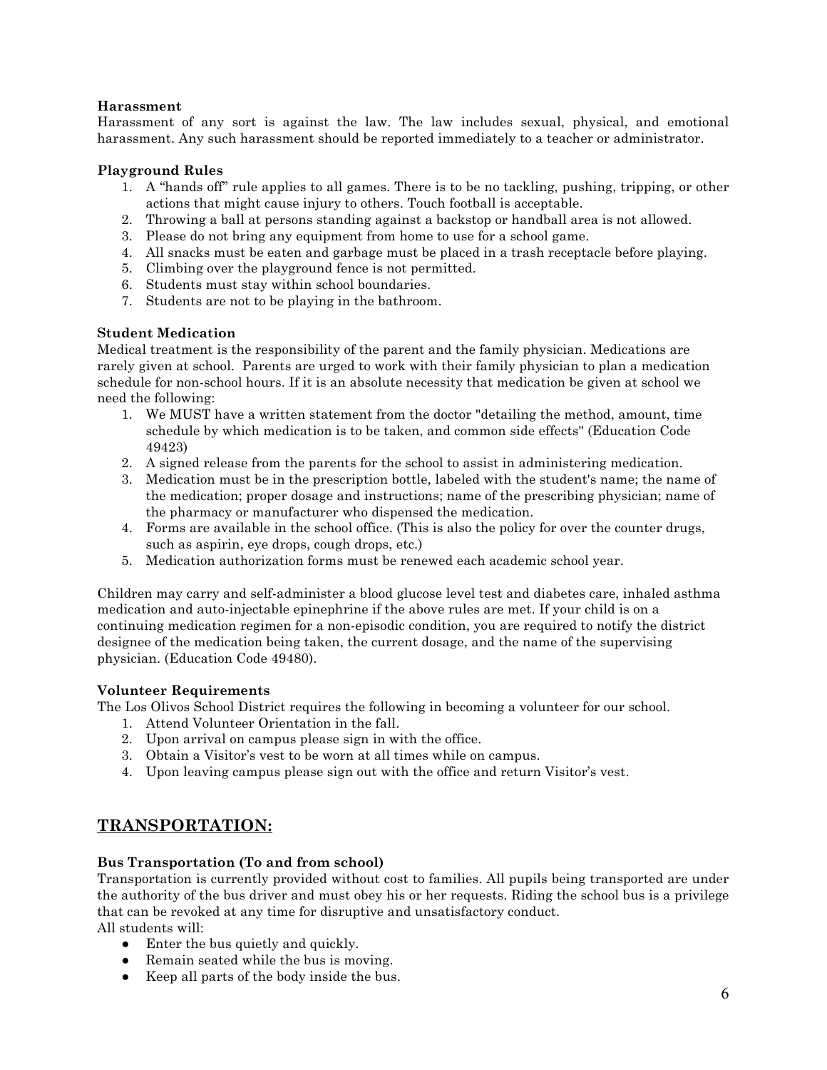**Harassment**

Harassment of any sort is against the law. The law includes sexual, physical, and emotional harassment. Any such harassment should be reported immediately to a teacher or administrator.

**Playground Rules**

1. A "hands off" rule applies to all games. There is to be no tackling, pushing, tripping, or other actions that might cause injury to others. Touch football is acceptable.
2. Throwing a ball at persons standing against a backstop or handball area is not allowed.
3. Please do not bring any equipment from home to use for a school game.
4. All snacks must be eaten and garbage must be placed in a trash receptacle before playing.
5. Climbing over the playground fence is not permitted.
6. Students must stay within school boundaries.
7. Students are not to be playing in the bathroom.

**Student Medication**

Medical treatment is the responsibility of the parent and the family physician. Medications are rarely given at school. Parents are urged to work with their family physician to plan a medication schedule for non-school hours. If it is an absolute necessity that medication be given at school we need the following:

1. We MUST have a written statement from the doctor "detailing the method, amount, time schedule by which medication is to be taken, and common side effects" (Education Code 49423)
2. A signed release from the parents for the school to assist in administering medication.
3. Medication must be in the prescription bottle, labeled with the student's name; the name of the medication; proper dosage and instructions; name of the prescribing physician; name of the pharmacy or manufacturer who dispensed the medication.
4. Forms are available in the school office. (This is also the policy for over the counter drugs, such as aspirin, eye drops, cough drops, etc.)
5. Medication authorization forms must be renewed each academic school year.

Children may carry and self-administer a blood glucose level test and diabetes care, inhaled asthma medication and auto-injectable epinephrine if the above rules are met. If your child is on a continuing medication regimen for a non-episodic condition, you are required to notify the district designee of the medication being taken, the current dosage, and the name of the supervising physician. (Education Code 49480).

**Volunteer Requirements**

The Los Olivos School District requires the following in becoming a volunteer for our school.

1. Attend Volunteer Orientation in the fall.
2. Upon arrival on campus please sign in with the office.
3. Obtain a Visitor's vest to be worn at all times while on campus.
4. Upon leaving campus please sign out with the office and return Visitor's vest.

## TRANSPORTATION:

**Bus Transportation (To and from school)**

Transportation is currently provided without cost to families. All pupils being transported are under the authority of the bus driver and must obey his or her requests. Riding the school bus is a privilege that can be revoked at any time for disruptive and unsatisfactory conduct.

All students will:

- Enter the bus quietly and quickly.
- Remain seated while the bus is moving.
- Keep all parts of the body inside the bus.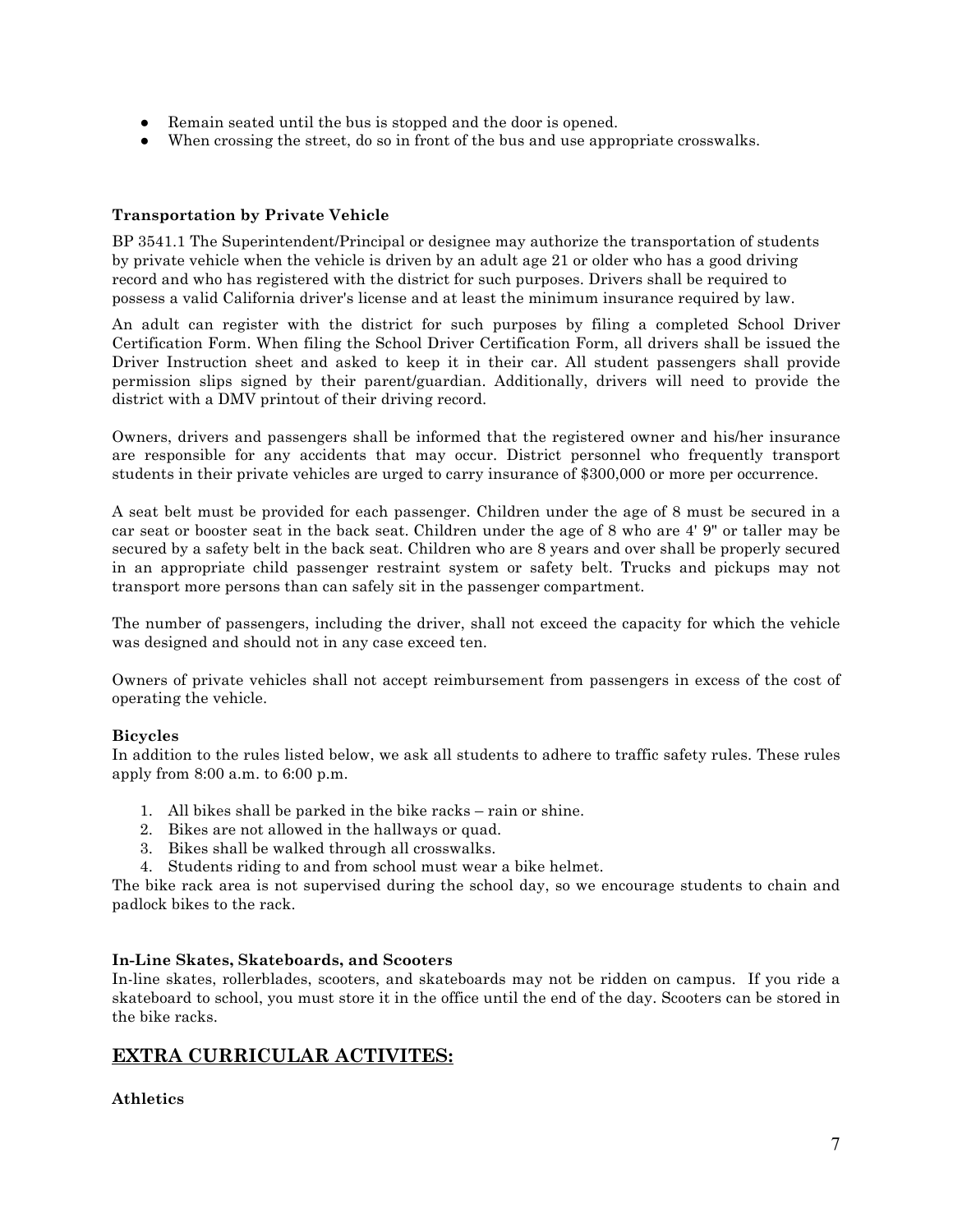- Remain seated until the bus is stopped and the door is opened.
- When crossing the street, do so in front of the bus and use appropriate crosswalks.

**Transportation by Private Vehicle**

BP 3541.1 The Superintendent/Principal or designee may authorize the transportation of students by private vehicle when the vehicle is driven by an adult age 21 or older who has a good driving record and who has registered with the district for such purposes. Drivers shall be required to possess a valid California driver's license and at least the minimum insurance required by law.

An adult can register with the district for such purposes by filing a completed School Driver Certification Form. When filing the School Driver Certification Form, all drivers shall be issued the Driver Instruction sheet and asked to keep it in their car. All student passengers shall provide permission slips signed by their parent/guardian. Additionally, drivers will need to provide the district with a DMV printout of their driving record.

Owners, drivers and passengers shall be informed that the registered owner and his/her insurance are responsible for any accidents that may occur. District personnel who frequently transport students in their private vehicles are urged to carry insurance of $300,000 or more per occurrence.

A seat belt must be provided for each passenger. Children under the age of 8 must be secured in a car seat or booster seat in the back seat. Children under the age of 8 who are 4' 9" or taller may be secured by a safety belt in the back seat. Children who are 8 years and over shall be properly secured in an appropriate child passenger restraint system or safety belt. Trucks and pickups may not transport more persons than can safely sit in the passenger compartment.

The number of passengers, including the driver, shall not exceed the capacity for which the vehicle was designed and should not in any case exceed ten.

Owners of private vehicles shall not accept reimbursement from passengers in excess of the cost of operating the vehicle.

**Bicycles**

In addition to the rules listed below, we ask all students to adhere to traffic safety rules. These rules apply from 8:00 a.m. to 6:00 p.m.

1. All bikes shall be parked in the bike racks – rain or shine.
2. Bikes are not allowed in the hallways or quad.
3. Bikes shall be walked through all crosswalks.
4. Students riding to and from school must wear a bike helmet.

The bike rack area is not supervised during the school day, so we encourage students to chain and padlock bikes to the rack.

**In-Line Skates, Skateboards, and Scooters**

In-line skates, rollerblades, scooters, and skateboards may not be ridden on campus. If you ride a skateboard to school, you must store it in the office until the end of the day. Scooters can be stored in the bike racks.

## EXTRA CURRICULAR ACTIVITES:

**Athletics**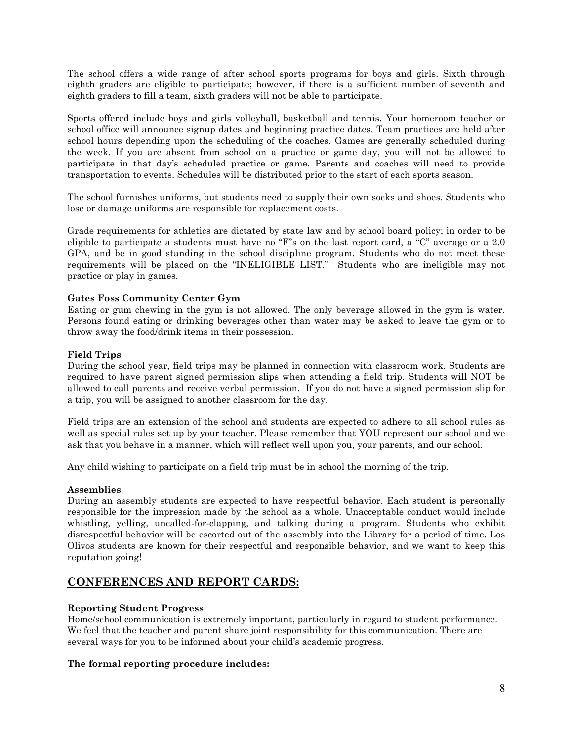The school offers a wide range of after school sports programs for boys and girls. Sixth through eighth graders are eligible to participate; however, if there is a sufficient number of seventh and eighth graders to fill a team, sixth graders will not be able to participate.

Sports offered include boys and girls volleyball, basketball and tennis. Your homeroom teacher or school office will announce signup dates and beginning practice dates. Team practices are held after school hours depending upon the scheduling of the coaches. Games are generally scheduled during the week. If you are absent from school on a practice or game day, you will not be allowed to participate in that day's scheduled practice or game. Parents and coaches will need to provide transportation to events. Schedules will be distributed prior to the start of each sports season.

The school furnishes uniforms, but students need to supply their own socks and shoes. Students who lose or damage uniforms are responsible for replacement costs.

Grade requirements for athletics are dictated by state law and by school board policy; in order to be eligible to participate a students must have no "F"s on the last report card, a "C" average or a 2.0 GPA, and be in good standing in the school discipline program. Students who do not meet these requirements will be placed on the "INELIGIBLE LIST." Students who are ineligible may not practice or play in games.

**Gates Foss Community Center Gym**

Eating or gum chewing in the gym is not allowed. The only beverage allowed in the gym is water. Persons found eating or drinking beverages other than water may be asked to leave the gym or to throw away the food/drink items in their possession.

**Field Trips**

During the school year, field trips may be planned in connection with classroom work. Students are required to have parent signed permission slips when attending a field trip. Students will NOT be allowed to call parents and receive verbal permission. If you do not have a signed permission slip for a trip, you will be assigned to another classroom for the day.

Field trips are an extension of the school and students are expected to adhere to all school rules as well as special rules set up by your teacher. Please remember that YOU represent our school and we ask that you behave in a manner, which will reflect well upon you, your parents, and our school.

Any child wishing to participate on a field trip must be in school the morning of the trip.

**Assemblies**

During an assembly students are expected to have respectful behavior. Each student is personally responsible for the impression made by the school as a whole. Unacceptable conduct would include whistling, yelling, uncalled-for-clapping, and talking during a program. Students who exhibit disrespectful behavior will be escorted out of the assembly into the Library for a period of time. Los Olivos students are known for their respectful and responsible behavior, and we want to keep this reputation going!

## CONFERENCES AND REPORT CARDS:

**Reporting Student Progress**

Home/school communication is extremely important, particularly in regard to student performance. We feel that the teacher and parent share joint responsibility for this communication. There are several ways for you to be informed about your child's academic progress.

**The formal reporting procedure includes:**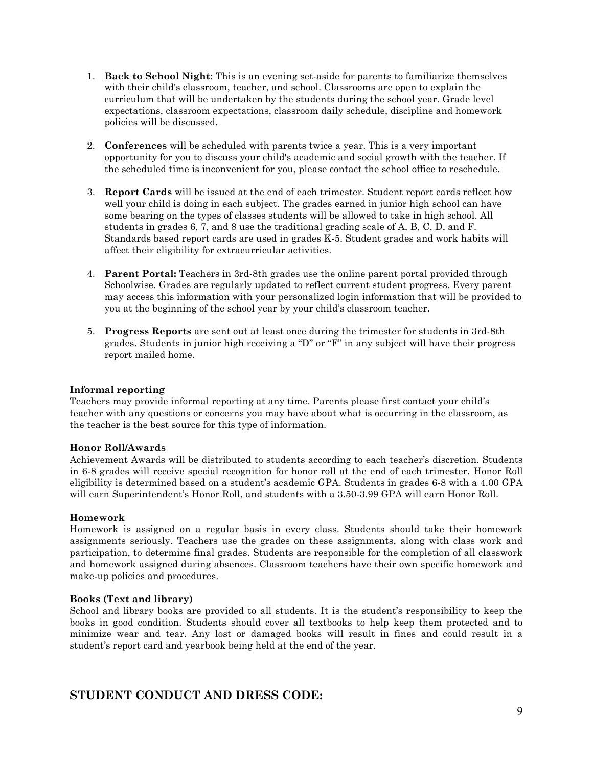1. **Back to School Night**: This is an evening set-aside for parents to familiarize themselves with their child's classroom, teacher, and school. Classrooms are open to explain the curriculum that will be undertaken by the students during the school year. Grade level expectations, classroom expectations, classroom daily schedule, discipline and homework policies will be discussed.

2. **Conferences** will be scheduled with parents twice a year. This is a very important opportunity for you to discuss your child's academic and social growth with the teacher. If the scheduled time is inconvenient for you, please contact the school office to reschedule.

3. **Report Cards** will be issued at the end of each trimester. Student report cards reflect how well your child is doing in each subject. The grades earned in junior high school can have some bearing on the types of classes students will be allowed to take in high school. All students in grades 6, 7, and 8 use the traditional grading scale of A, B, C, D, and F. Standards based report cards are used in grades K-5. Student grades and work habits will affect their eligibility for extracurricular activities.

4. **Parent Portal:** Teachers in 3rd-8th grades use the online parent portal provided through Schoolwise. Grades are regularly updated to reflect current student progress. Every parent may access this information with your personalized login information that will be provided to you at the beginning of the school year by your child's classroom teacher.

5. **Progress Reports** are sent out at least once during the trimester for students in 3rd-8th grades. Students in junior high receiving a "D" or "F" in any subject will have their progress report mailed home.

**Informal reporting**
Teachers may provide informal reporting at any time. Parents please first contact your child's teacher with any questions or concerns you may have about what is occurring in the classroom, as the teacher is the best source for this type of information.

**Honor Roll/Awards**
Achievement Awards will be distributed to students according to each teacher's discretion. Students in 6-8 grades will receive special recognition for honor roll at the end of each trimester. Honor Roll eligibility is determined based on a student's academic GPA. Students in grades 6-8 with a 4.00 GPA will earn Superintendent's Honor Roll, and students with a 3.50-3.99 GPA will earn Honor Roll.

**Homework**
Homework is assigned on a regular basis in every class. Students should take their homework assignments seriously. Teachers use the grades on these assignments, along with class work and participation, to determine final grades. Students are responsible for the completion of all classwork and homework assigned during absences. Classroom teachers have their own specific homework and make-up policies and procedures.

**Books (Text and library)**
School and library books are provided to all students. It is the student's responsibility to keep the books in good condition. Students should cover all textbooks to help keep them protected and to minimize wear and tear. Any lost or damaged books will result in fines and could result in a student's report card and yearbook being held at the end of the year.

## STUDENT CONDUCT AND DRESS CODE: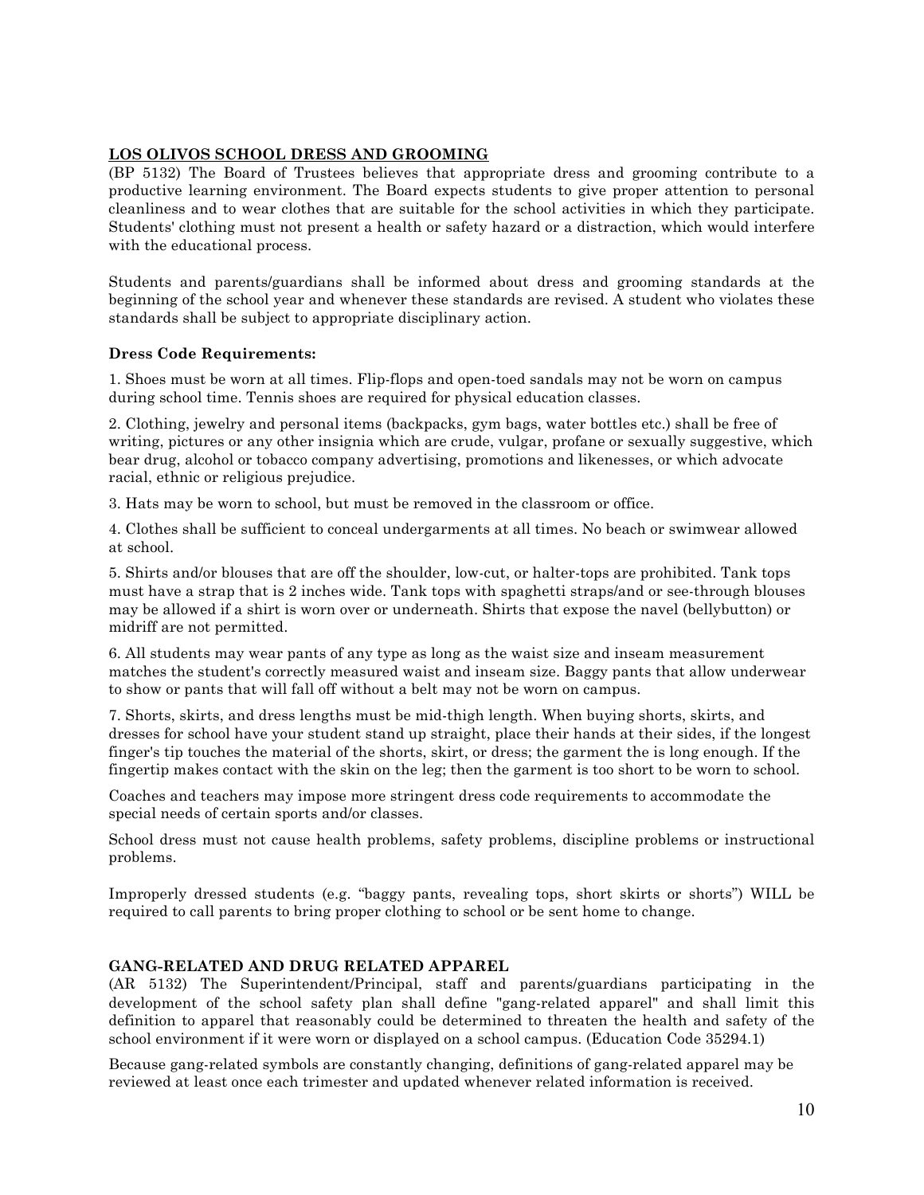## LOS OLIVOS SCHOOL DRESS AND GROOMING

(BP 5132) The Board of Trustees believes that appropriate dress and grooming contribute to a productive learning environment. The Board expects students to give proper attention to personal cleanliness and to wear clothes that are suitable for the school activities in which they participate. Students' clothing must not present a health or safety hazard or a distraction, which would interfere with the educational process.

Students and parents/guardians shall be informed about dress and grooming standards at the beginning of the school year and whenever these standards are revised. A student who violates these standards shall be subject to appropriate disciplinary action.

**Dress Code Requirements:**

1. Shoes must be worn at all times. Flip-flops and open-toed sandals may not be worn on campus during school time. Tennis shoes are required for physical education classes.

2. Clothing, jewelry and personal items (backpacks, gym bags, water bottles etc.) shall be free of writing, pictures or any other insignia which are crude, vulgar, profane or sexually suggestive, which bear drug, alcohol or tobacco company advertising, promotions and likenesses, or which advocate racial, ethnic or religious prejudice.

3. Hats may be worn to school, but must be removed in the classroom or office.

4. Clothes shall be sufficient to conceal undergarments at all times. No beach or swimwear allowed at school.

5. Shirts and/or blouses that are off the shoulder, low-cut, or halter-tops are prohibited. Tank tops must have a strap that is 2 inches wide. Tank tops with spaghetti straps/and or see-through blouses may be allowed if a shirt is worn over or underneath. Shirts that expose the navel (bellybutton) or midriff are not permitted.

6. All students may wear pants of any type as long as the waist size and inseam measurement matches the student's correctly measured waist and inseam size. Baggy pants that allow underwear to show or pants that will fall off without a belt may not be worn on campus.

7. Shorts, skirts, and dress lengths must be mid-thigh length. When buying shorts, skirts, and dresses for school have your student stand up straight, place their hands at their sides, if the longest finger's tip touches the material of the shorts, skirt, or dress; the garment the is long enough. If the fingertip makes contact with the skin on the leg; then the garment is too short to be worn to school.

Coaches and teachers may impose more stringent dress code requirements to accommodate the special needs of certain sports and/or classes.

School dress must not cause health problems, safety problems, discipline problems or instructional problems.

Improperly dressed students (e.g. "baggy pants, revealing tops, short skirts or shorts") WILL be required to call parents to bring proper clothing to school or be sent home to change.

### GANG-RELATED AND DRUG RELATED APPAREL

(AR 5132) The Superintendent/Principal, staff and parents/guardians participating in the development of the school safety plan shall define "gang-related apparel" and shall limit this definition to apparel that reasonably could be determined to threaten the health and safety of the school environment if it were worn or displayed on a school campus. (Education Code 35294.1)

Because gang-related symbols are constantly changing, definitions of gang-related apparel may be reviewed at least once each trimester and updated whenever related information is received.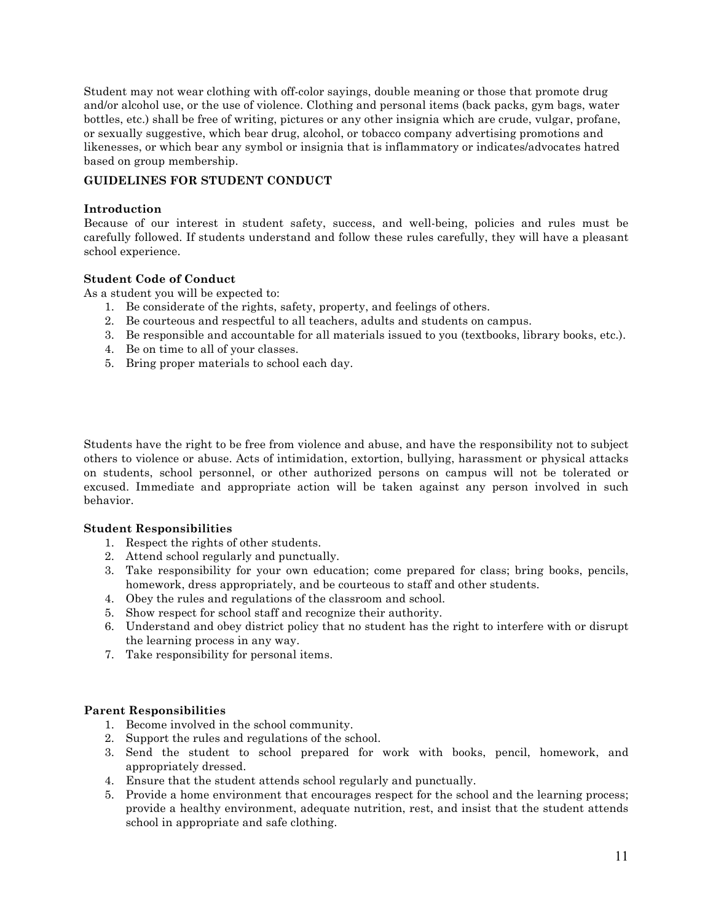Student may not wear clothing with off-color sayings, double meaning or those that promote drug and/or alcohol use, or the use of violence. Clothing and personal items (back packs, gym bags, water bottles, etc.) shall be free of writing, pictures or any other insignia which are crude, vulgar, profane, or sexually suggestive, which bear drug, alcohol, or tobacco company advertising promotions and likenesses, or which bear any symbol or insignia that is inflammatory or indicates/advocates hatred based on group membership.

## GUIDELINES FOR STUDENT CONDUCT

### Introduction

Because of our interest in student safety, success, and well-being, policies and rules must be carefully followed. If students understand and follow these rules carefully, they will have a pleasant school experience.

### Student Code of Conduct

As a student you will be expected to:

1. Be considerate of the rights, safety, property, and feelings of others.
2. Be courteous and respectful to all teachers, adults and students on campus.
3. Be responsible and accountable for all materials issued to you (textbooks, library books, etc.).
4. Be on time to all of your classes.
5. Bring proper materials to school each day.

Students have the right to be free from violence and abuse, and have the responsibility not to subject others to violence or abuse. Acts of intimidation, extortion, bullying, harassment or physical attacks on students, school personnel, or other authorized persons on campus will not be tolerated or excused. Immediate and appropriate action will be taken against any person involved in such behavior.

### Student Responsibilities

1. Respect the rights of other students.
2. Attend school regularly and punctually.
3. Take responsibility for your own education; come prepared for class; bring books, pencils, homework, dress appropriately, and be courteous to staff and other students.
4. Obey the rules and regulations of the classroom and school.
5. Show respect for school staff and recognize their authority.
6. Understand and obey district policy that no student has the right to interfere with or disrupt the learning process in any way.
7. Take responsibility for personal items.

### Parent Responsibilities

1. Become involved in the school community.
2. Support the rules and regulations of the school.
3. Send the student to school prepared for work with books, pencil, homework, and appropriately dressed.
4. Ensure that the student attends school regularly and punctually.
5. Provide a home environment that encourages respect for the school and the learning process; provide a healthy environment, adequate nutrition, rest, and insist that the student attends school in appropriate and safe clothing.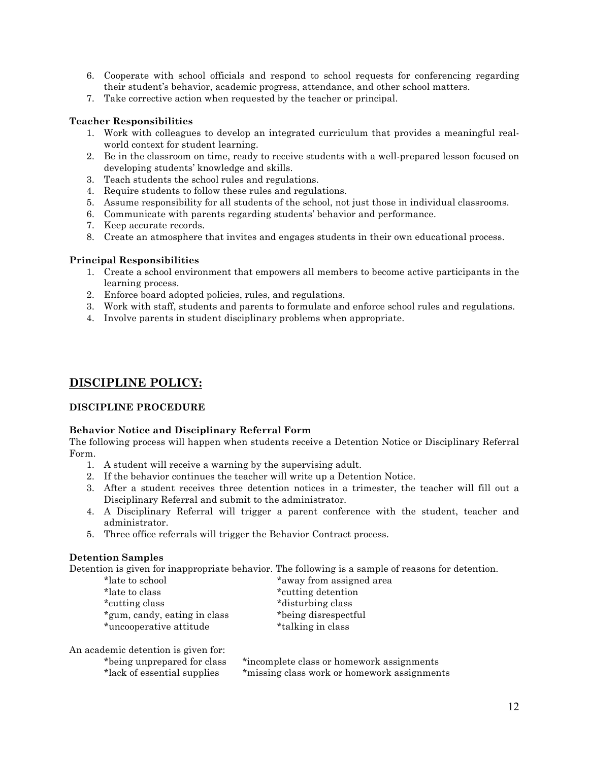6. Cooperate with school officials and respond to school requests for conferencing regarding their student's behavior, academic progress, attendance, and other school matters.
7. Take corrective action when requested by the teacher or principal.

**Teacher Responsibilities**

1. Work with colleagues to develop an integrated curriculum that provides a meaningful real-world context for student learning.
2. Be in the classroom on time, ready to receive students with a well-prepared lesson focused on developing students' knowledge and skills.
3. Teach students the school rules and regulations.
4. Require students to follow these rules and regulations.
5. Assume responsibility for all students of the school, not just those in individual classrooms.
6. Communicate with parents regarding students' behavior and performance.
7. Keep accurate records.
8. Create an atmosphere that invites and engages students in their own educational process.

**Principal Responsibilities**

1. Create a school environment that empowers all members to become active participants in the learning process.
2. Enforce board adopted policies, rules, and regulations.
3. Work with staff, students and parents to formulate and enforce school rules and regulations.
4. Involve parents in student disciplinary problems when appropriate.

## DISCIPLINE POLICY:

### DISCIPLINE PROCEDURE

**Behavior Notice and Disciplinary Referral Form**

The following process will happen when students receive a Detention Notice or Disciplinary Referral Form.

1. A student will receive a warning by the supervising adult.
2. If the behavior continues the teacher will write up a Detention Notice.
3. After a student receives three detention notices in a trimester, the teacher will fill out a Disciplinary Referral and submit to the administrator.
4. A Disciplinary Referral will trigger a parent conference with the student, teacher and administrator.
5. Three office referrals will trigger the Behavior Contract process.

**Detention Samples**

Detention is given for inappropriate behavior. The following is a sample of reasons for detention.

*late to school
*late to class
*cutting class
*gum, candy, eating in class
*uncooperative attitude
*away from assigned area
*cutting detention
*disturbing class
*being disrespectful
*talking in class

An academic detention is given for:

*being unprepared for class
*lack of essential supplies
*incomplete class or homework assignments
*missing class work or homework assignments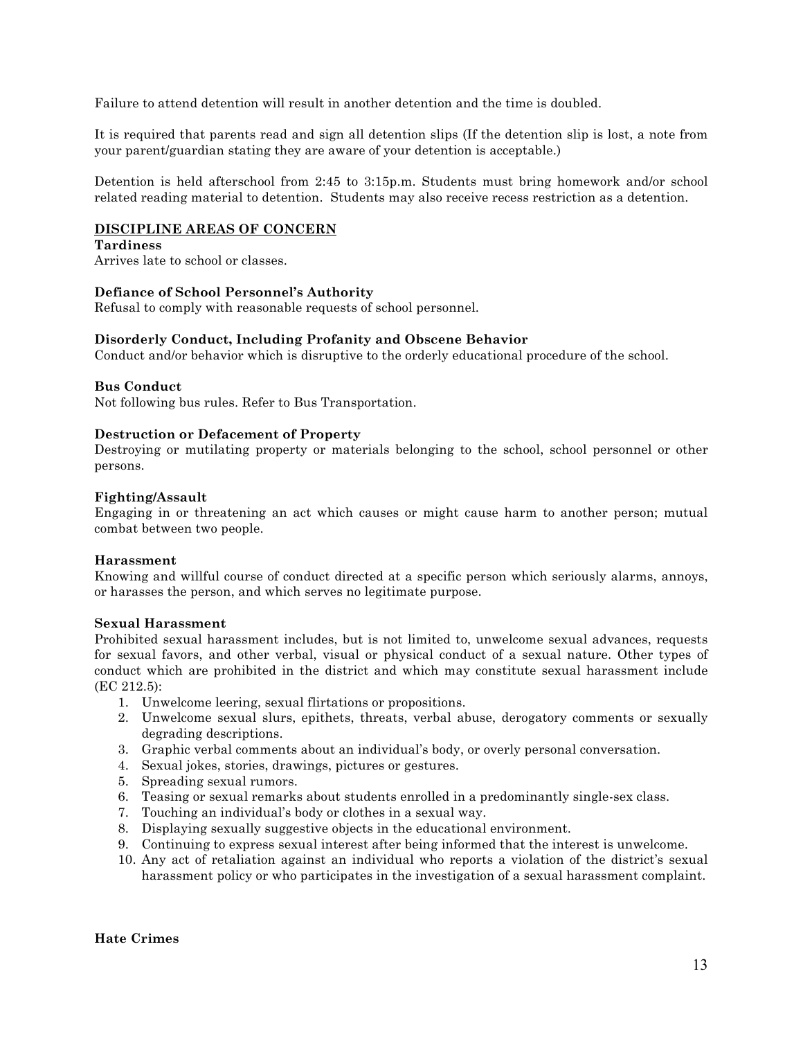Failure to attend detention will result in another detention and the time is doubled.

It is required that parents read and sign all detention slips (If the detention slip is lost, a note from your parent/guardian stating they are aware of your detention is acceptable.)

Detention is held afterschool from 2:45 to 3:15p.m. Students must bring homework and/or school related reading material to detention. Students may also receive recess restriction as a detention.

## DISCIPLINE AREAS OF CONCERN

**Tardiness**
Arrives late to school or classes.

**Defiance of School Personnel's Authority**
Refusal to comply with reasonable requests of school personnel.

**Disorderly Conduct, Including Profanity and Obscene Behavior**
Conduct and/or behavior which is disruptive to the orderly educational procedure of the school.

**Bus Conduct**
Not following bus rules. Refer to Bus Transportation.

**Destruction or Defacement of Property**
Destroying or mutilating property or materials belonging to the school, school personnel or other persons.

**Fighting/Assault**
Engaging in or threatening an act which causes or might cause harm to another person; mutual combat between two people.

**Harassment**
Knowing and willful course of conduct directed at a specific person which seriously alarms, annoys, or harasses the person, and which serves no legitimate purpose.

**Sexual Harassment**
Prohibited sexual harassment includes, but is not limited to, unwelcome sexual advances, requests for sexual favors, and other verbal, visual or physical conduct of a sexual nature. Other types of conduct which are prohibited in the district and which may constitute sexual harassment include (EC 212.5):

1. Unwelcome leering, sexual flirtations or propositions.
2. Unwelcome sexual slurs, epithets, threats, verbal abuse, derogatory comments or sexually degrading descriptions.
3. Graphic verbal comments about an individual's body, or overly personal conversation.
4. Sexual jokes, stories, drawings, pictures or gestures.
5. Spreading sexual rumors.
6. Teasing or sexual remarks about students enrolled in a predominantly single-sex class.
7. Touching an individual's body or clothes in a sexual way.
8. Displaying sexually suggestive objects in the educational environment.
9. Continuing to express sexual interest after being informed that the interest is unwelcome.
10. Any act of retaliation against an individual who reports a violation of the district's sexual harassment policy or who participates in the investigation of a sexual harassment complaint.

**Hate Crimes**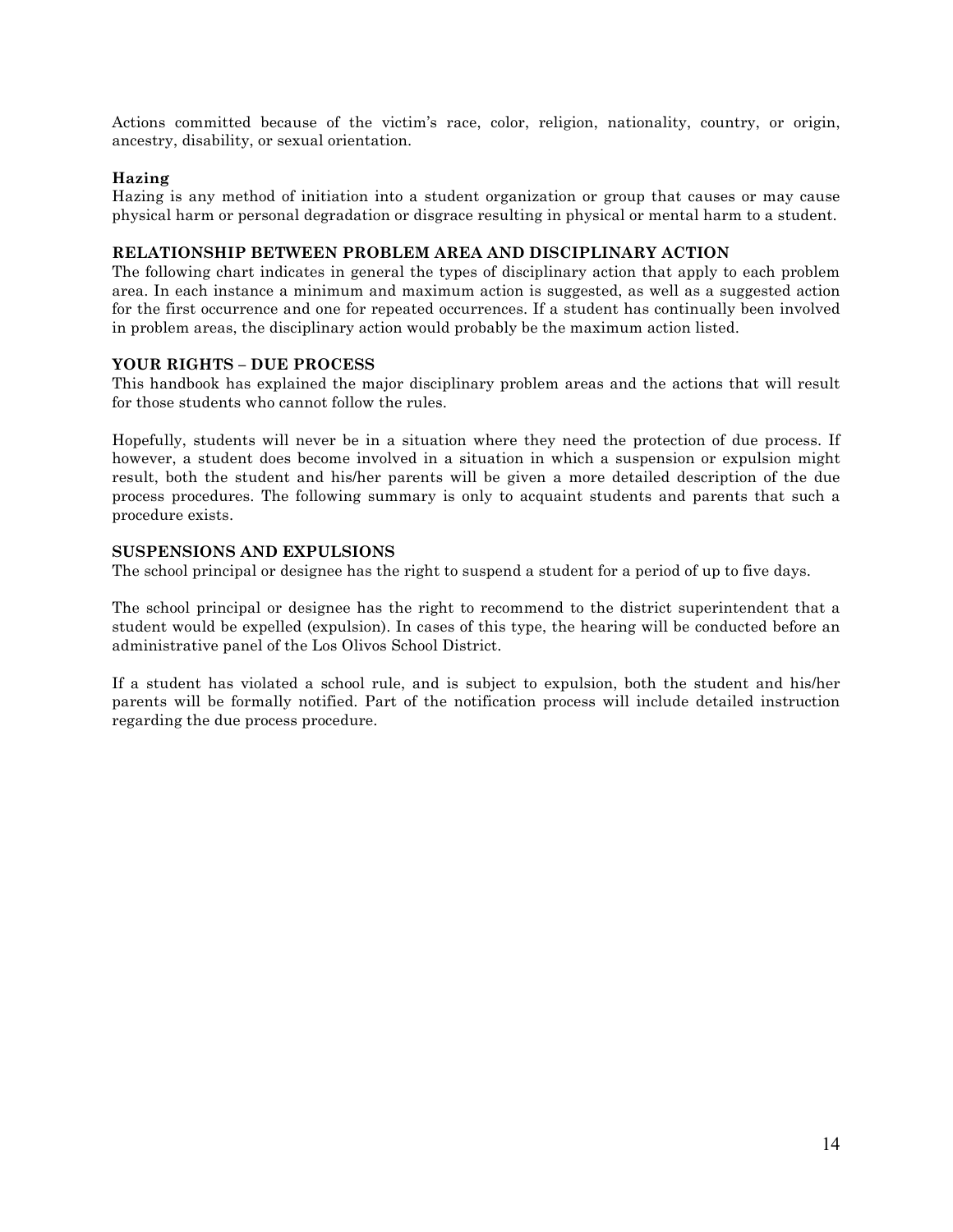Actions committed because of the victim's race, color, religion, nationality, country, or origin, ancestry, disability, or sexual orientation.

**Hazing**
Hazing is any method of initiation into a student organization or group that causes or may cause physical harm or personal degradation or disgrace resulting in physical or mental harm to a student.

## RELATIONSHIP BETWEEN PROBLEM AREA AND DISCIPLINARY ACTION

The following chart indicates in general the types of disciplinary action that apply to each problem area. In each instance a minimum and maximum action is suggested, as well as a suggested action for the first occurrence and one for repeated occurrences. If a student has continually been involved in problem areas, the disciplinary action would probably be the maximum action listed.

## YOUR RIGHTS – DUE PROCESS

This handbook has explained the major disciplinary problem areas and the actions that will result for those students who cannot follow the rules.

Hopefully, students will never be in a situation where they need the protection of due process. If however, a student does become involved in a situation in which a suspension or expulsion might result, both the student and his/her parents will be given a more detailed description of the due process procedures. The following summary is only to acquaint students and parents that such a procedure exists.

## SUSPENSIONS AND EXPULSIONS

The school principal or designee has the right to suspend a student for a period of up to five days.

The school principal or designee has the right to recommend to the district superintendent that a student would be expelled (expulsion). In cases of this type, the hearing will be conducted before an administrative panel of the Los Olivos School District.

If a student has violated a school rule, and is subject to expulsion, both the student and his/her parents will be formally notified. Part of the notification process will include detailed instruction regarding the due process procedure.